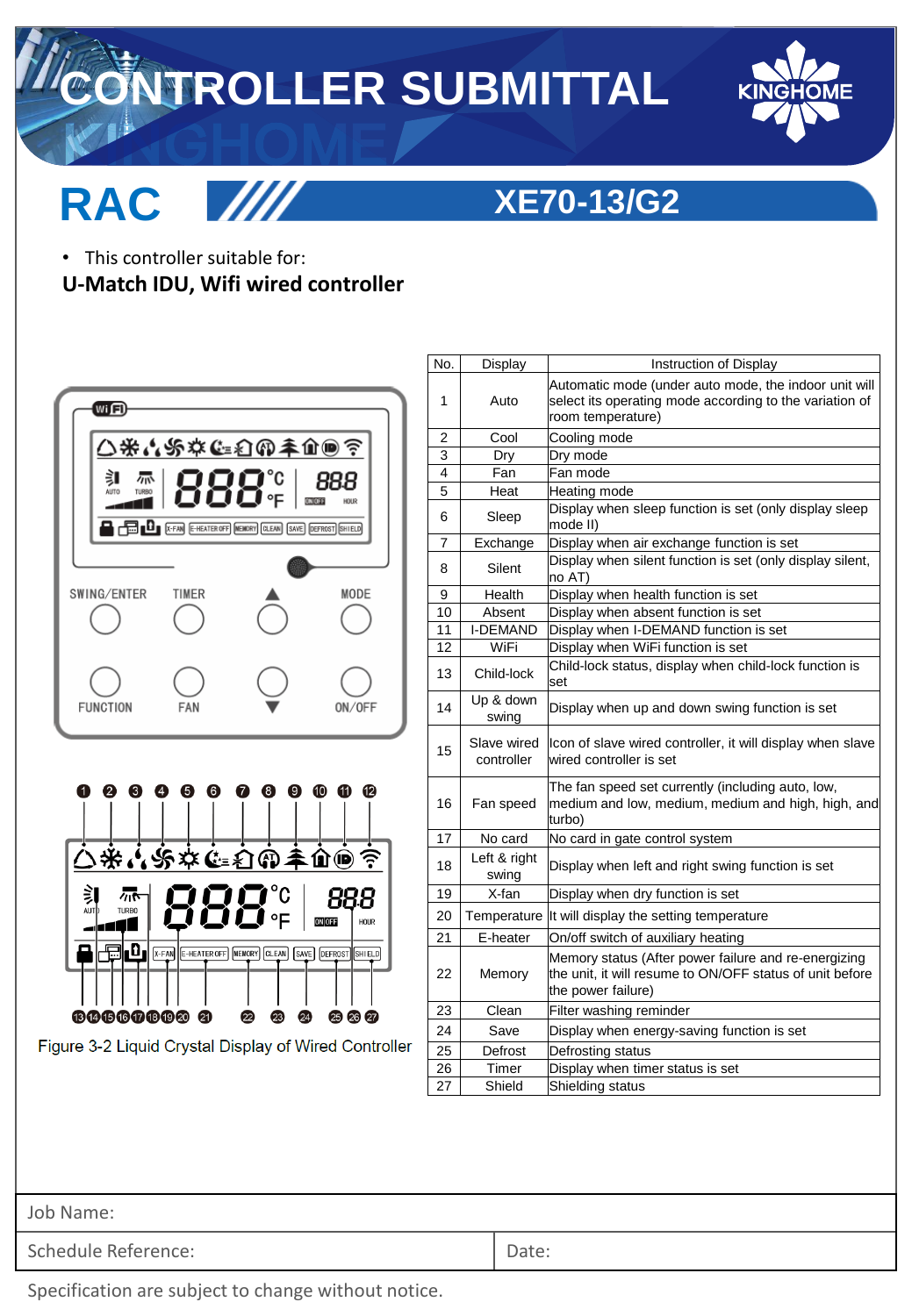# CONTROLLER SUBMITTAL

KINGHOME

## RAC

## XE70-13/G2

- This controller suitable for:

**U-Match IDU, Wifi wired controller**

Figure 3-2 Liquid Crystal Display of Wired Controller

| No. | Display | Instruction of Display |
|---|---|---|
| 1 | Auto | Automatic mode (under auto mode, the indoor unit will select its operating mode according to the variation of room temperature) |
| 2 | Cool | Cooling mode |
| 3 | Dry | Dry mode |
| 4 | Fan | Fan mode |
| 5 | Heat | Heating mode |
| 6 | Sleep | Display when sleep function is set (only display sleep mode II) |
| 7 | Exchange | Display when air exchange function is set |
| 8 | Silent | Display when silent function is set (only display silent, no AT) |
| 9 | Health | Display when health function is set |
| 10 | Absent | Display when absent function is set |
| 11 | I-DEMAND | Display when I-DEMAND function is set |
| 12 | WiFi | Display when WiFi function is set |
| 13 | Child-lock | Child-lock status, display when child-lock function is set |
| 14 | Up & down swing | Display when up and down swing function is set |
| 15 | Slave wired controller | Icon of slave wired controller, it will display when slave wired controller is set |
| 16 | Fan speed | The fan speed set currently (including auto, low, medium and low, medium, medium and high, high, and turbo) |
| 17 | No card | No card in gate control system |
| 18 | Left & right swing | Display when left and right swing function is set |
| 19 | X-fan | Display when dry function is set |
| 20 | Temperature | It will display the setting temperature |
| 21 | E-heater | On/off switch of auxiliary heating |
| 22 | Memory | Memory status (After power failure and re-energizing the unit, it will resume to ON/OFF status of unit before the power failure) |
| 23 | Clean | Filter washing reminder |
| 24 | Save | Display when energy-saving function is set |
| 25 | Defrost | Defrosting status |
| 26 | Timer | Display when timer status is set |
| 27 | Shield | Shielding status |

| Job Name: | |
|---|---|
| Schedule Reference: | Date: |

Specification are subject to change without notice.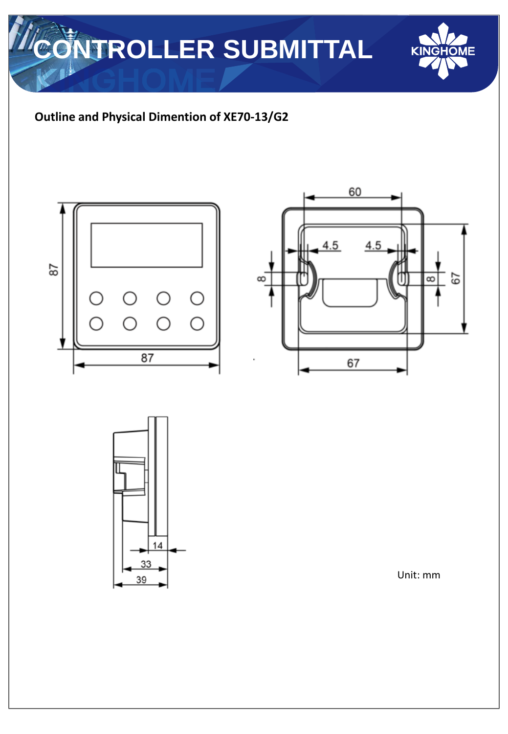# CONTROLLER SUBMITTAL

KINGHOME

**Outline and Physical Dimention of XE70-13/G2**

87

87

60

4.5

4.5

8

8

67

67

14

33

39

Unit: mm